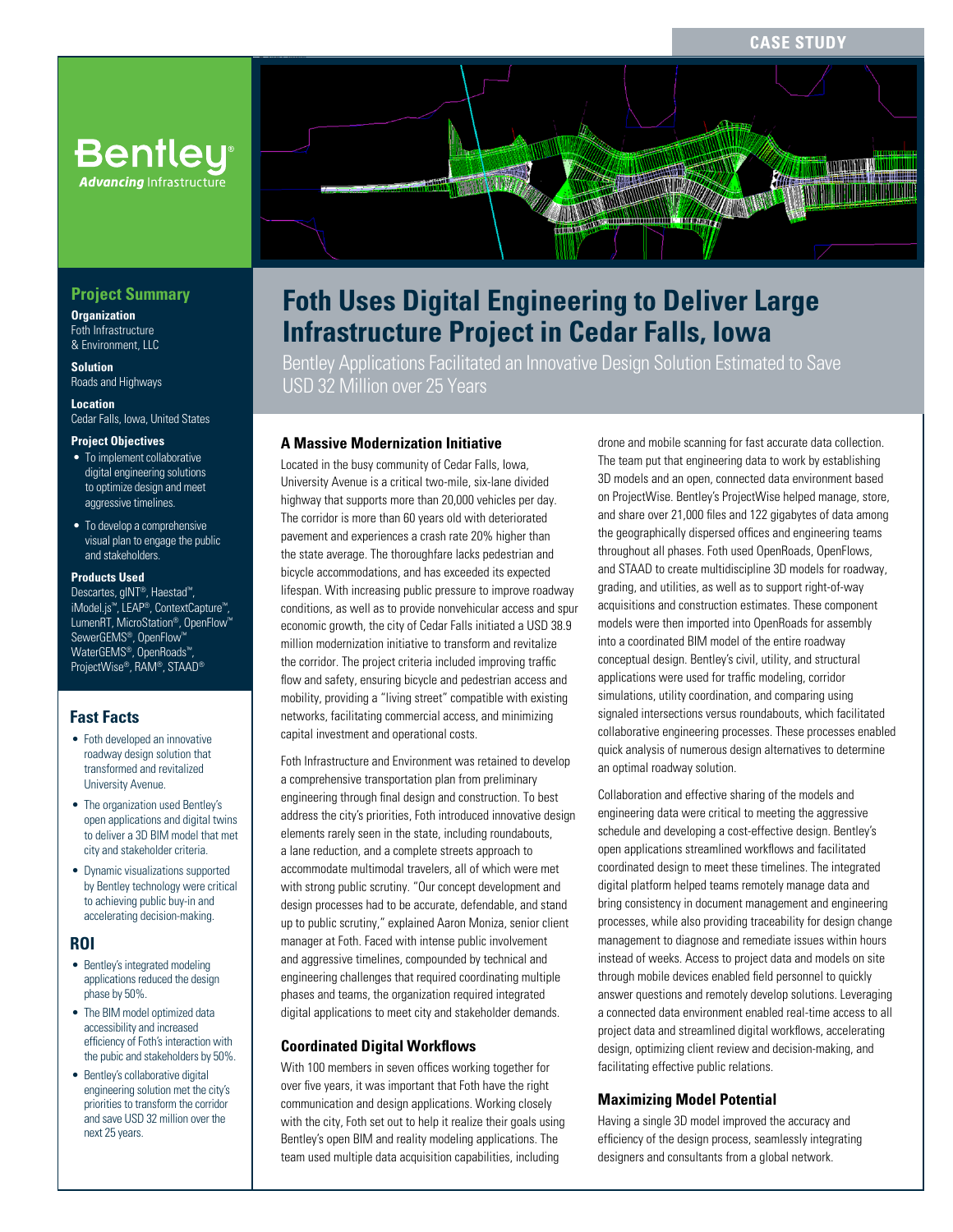CASE STUDY

Bentley®
*Advancing* Infrastructure

# Foth Uses Digital Engineering to Deliver Large Infrastructure Project in Cedar Falls, Iowa

Bentley Applications Facilitated an Innovative Design Solution Estimated to Save USD 32 Million over 25 Years

## Project Summary

**Organization**
Foth Infrastructure & Environment, LLC

**Solution**
Roads and Highways

**Location**
Cedar Falls, Iowa, United States

**Project Objectives**

- To implement collaborative digital engineering solutions to optimize design and meet aggressive timelines.
- To develop a comprehensive visual plan to engage the public and stakeholders.

**Products Used**
Descartes, gINT®, Haestad™, iModel.js™, LEAP®, ContextCapture™, LumenRT, MicroStation®, OpenFlow™ SewerGEMS®, OpenFlow™ WaterGEMS®, OpenRoads™, ProjectWise®, RAM®, STAAD®

## Fast Facts

- Foth developed an innovative roadway design solution that transformed and revitalized University Avenue.
- The organization used Bentley's open applications and digital twins to deliver a 3D BIM model that met city and stakeholder criteria.
- Dynamic visualizations supported by Bentley technology were critical to achieving public buy-in and accelerating decision-making.

## ROI

- Bentley's integrated modeling applications reduced the design phase by 50%.
- The BIM model optimized data accessibility and increased efficiency of Foth's interaction with the pubic and stakeholders by 50%.
- Bentley's collaborative digital engineering solution met the city's priorities to transform the corridor and save USD 32 million over the next 25 years.

### A Massive Modernization Initiative

Located in the busy community of Cedar Falls, Iowa, University Avenue is a critical two-mile, six-lane divided highway that supports more than 20,000 vehicles per day. The corridor is more than 60 years old with deteriorated pavement and experiences a crash rate 20% higher than the state average. The thoroughfare lacks pedestrian and bicycle accommodations, and has exceeded its expected lifespan. With increasing public pressure to improve roadway conditions, as well as to provide nonvehicular access and spur economic growth, the city of Cedar Falls initiated a USD 38.9 million modernization initiative to transform and revitalize the corridor. The project criteria included improving traffic flow and safety, ensuring bicycle and pedestrian access and mobility, providing a "living street" compatible with existing networks, facilitating commercial access, and minimizing capital investment and operational costs.

Foth Infrastructure and Environment was retained to develop a comprehensive transportation plan from preliminary engineering through final design and construction. To best address the city's priorities, Foth introduced innovative design elements rarely seen in the state, including roundabouts, a lane reduction, and a complete streets approach to accommodate multimodal travelers, all of which were met with strong public scrutiny. "Our concept development and design processes had to be accurate, defendable, and stand up to public scrutiny," explained Aaron Moniza, senior client manager at Foth. Faced with intense public involvement and aggressive timelines, compounded by technical and engineering challenges that required coordinating multiple phases and teams, the organization required integrated digital applications to meet city and stakeholder demands.

### Coordinated Digital Workflows

With 100 members in seven offices working together for over five years, it was important that Foth have the right communication and design applications. Working closely with the city, Foth set out to help it realize their goals using Bentley's open BIM and reality modeling applications. The team used multiple data acquisition capabilities, including drone and mobile scanning for fast accurate data collection. The team put that engineering data to work by establishing 3D models and an open, connected data environment based on ProjectWise. Bentley's ProjectWise helped manage, store, and share over 21,000 files and 122 gigabytes of data among the geographically dispersed offices and engineering teams throughout all phases. Foth used OpenRoads, OpenFlows, and STAAD to create multidiscipline 3D models for roadway, grading, and utilities, as well as to support right-of-way acquisitions and construction estimates. These component models were then imported into OpenRoads for assembly into a coordinated BIM model of the entire roadway conceptual design. Bentley's civil, utility, and structural applications were used for traffic modeling, corridor simulations, utility coordination, and comparing using signaled intersections versus roundabouts, which facilitated collaborative engineering processes. These processes enabled quick analysis of numerous design alternatives to determine an optimal roadway solution.

Collaboration and effective sharing of the models and engineering data were critical to meeting the aggressive schedule and developing a cost-effective design. Bentley's open applications streamlined workflows and facilitated coordinated design to meet these timelines. The integrated digital platform helped teams remotely manage data and bring consistency in document management and engineering processes, while also providing traceability for design change management to diagnose and remediate issues within hours instead of weeks. Access to project data and models on site through mobile devices enabled field personnel to quickly answer questions and remotely develop solutions. Leveraging a connected data environment enabled real-time access to all project data and streamlined digital workflows, accelerating design, optimizing client review and decision-making, and facilitating effective public relations.

### Maximizing Model Potential

Having a single 3D model improved the accuracy and efficiency of the design process, seamlessly integrating designers and consultants from a global network.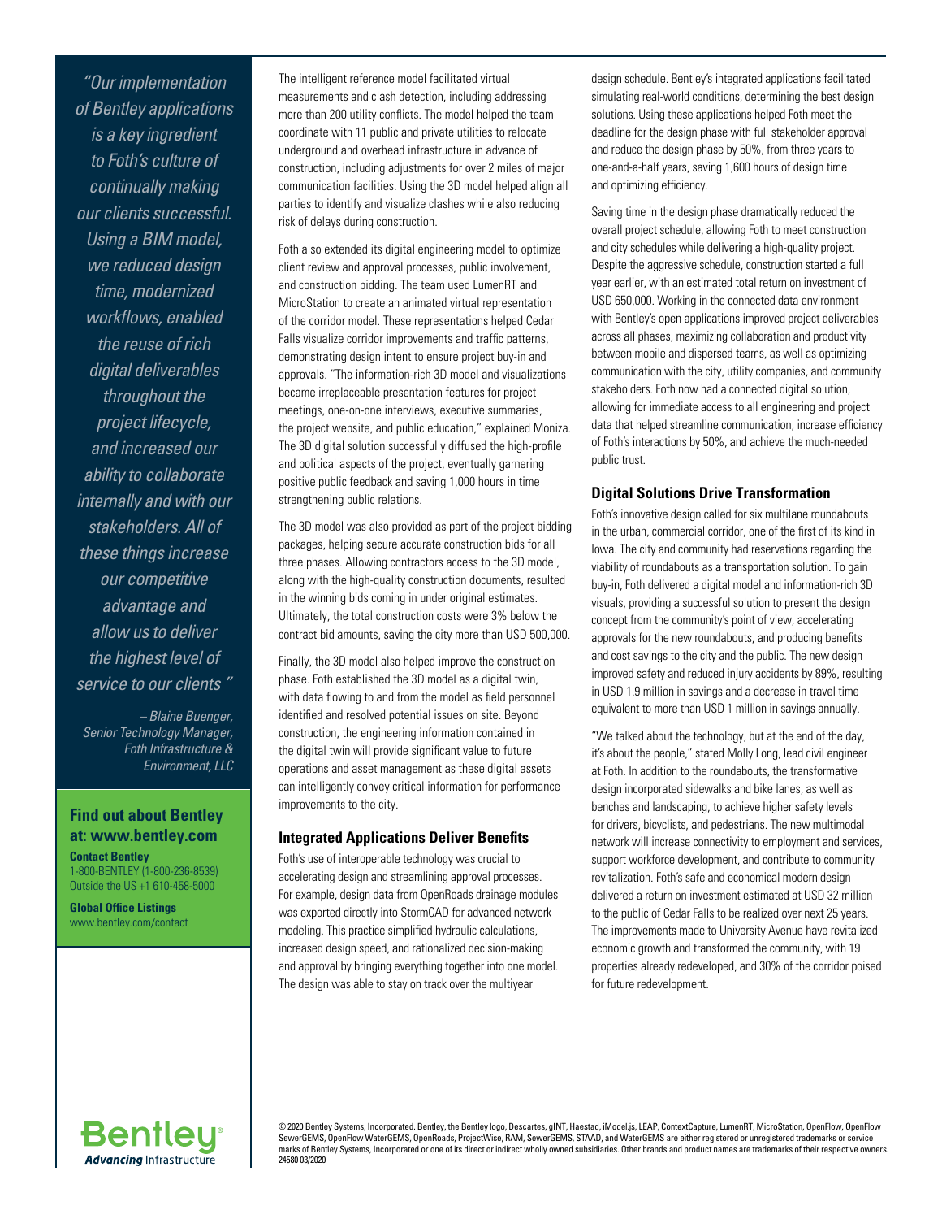*"Our implementation of Bentley applications is a key ingredient to Foth's culture of continually making our clients successful. Using a BIM model, we reduced design time, modernized workflows, enabled the reuse of rich digital deliverables throughout the project lifecycle, and increased our ability to collaborate internally and with our stakeholders. All of these things increase our competitive advantage and allow us to deliver the highest level of service to our clients"*

*– Blaine Buenger, Senior Technology Manager, Foth Infrastructure & Environment, LLC*

The intelligent reference model facilitated virtual measurements and clash detection, including addressing more than 200 utility conflicts. The model helped the team coordinate with 11 public and private utilities to relocate underground and overhead infrastructure in advance of construction, including adjustments for over 2 miles of major communication facilities. Using the 3D model helped align all parties to identify and visualize clashes while also reducing risk of delays during construction.

Foth also extended its digital engineering model to optimize client review and approval processes, public involvement, and construction bidding. The team used LumenRT and MicroStation to create an animated virtual representation of the corridor model. These representations helped Cedar Falls visualize corridor improvements and traffic patterns, demonstrating design intent to ensure project buy-in and approvals. "The information-rich 3D model and visualizations became irreplaceable presentation features for project meetings, one-on-one interviews, executive summaries, the project website, and public education," explained Moniza. The 3D digital solution successfully diffused the high-profile and political aspects of the project, eventually garnering positive public feedback and saving 1,000 hours in time strengthening public relations.

The 3D model was also provided as part of the project bidding packages, helping secure accurate construction bids for all three phases. Allowing contractors access to the 3D model, along with the high-quality construction documents, resulted in the winning bids coming in under original estimates. Ultimately, the total construction costs were 3% below the contract bid amounts, saving the city more than USD 500,000.

Finally, the 3D model also helped improve the construction phase. Foth established the 3D model as a digital twin, with data flowing to and from the model as field personnel identified and resolved potential issues on site. Beyond construction, the engineering information contained in the digital twin will provide significant value to future operations and asset management as these digital assets can intelligently convey critical information for performance improvements to the city.

### Integrated Applications Deliver Benefits

Foth's use of interoperable technology was crucial to accelerating design and streamlining approval processes. For example, design data from OpenRoads drainage modules was exported directly into StormCAD for advanced network modeling. This practice simplified hydraulic calculations, increased design speed, and rationalized decision-making and approval by bringing everything together into one model. The design was able to stay on track over the multiyear design schedule. Bentley's integrated applications facilitated simulating real-world conditions, determining the best design solutions. Using these applications helped Foth meet the deadline for the design phase with full stakeholder approval and reduce the design phase by 50%, from three years to one-and-a-half years, saving 1,600 hours of design time and optimizing efficiency.

Saving time in the design phase dramatically reduced the overall project schedule, allowing Foth to meet construction and city schedules while delivering a high-quality project. Despite the aggressive schedule, construction started a full year earlier, with an estimated total return on investment of USD 650,000. Working in the connected data environment with Bentley's open applications improved project deliverables across all phases, maximizing collaboration and productivity between mobile and dispersed teams, as well as optimizing communication with the city, utility companies, and community stakeholders. Foth now had a connected digital solution, allowing for immediate access to all engineering and project data that helped streamline communication, increase efficiency of Foth's interactions by 50%, and achieve the much-needed public trust.

### Digital Solutions Drive Transformation

Foth's innovative design called for six multilane roundabouts in the urban, commercial corridor, one of the first of its kind in Iowa. The city and community had reservations regarding the viability of roundabouts as a transportation solution. To gain buy-in, Foth delivered a digital model and information-rich 3D visuals, providing a successful solution to present the design concept from the community's point of view, accelerating approvals for the new roundabouts, and producing benefits and cost savings to the city and the public. The new design improved safety and reduced injury accidents by 89%, resulting in USD 1.9 million in savings and a decrease in travel time equivalent to more than USD 1 million in savings annually.

"We talked about the technology, but at the end of the day, it's about the people," stated Molly Long, lead civil engineer at Foth. In addition to the roundabouts, the transformative design incorporated sidewalks and bike lanes, as well as benches and landscaping, to achieve higher safety levels for drivers, bicyclists, and pedestrians. The new multimodal network will increase connectivity to employment and services, support workforce development, and contribute to community revitalization. Foth's safe and economical modern design delivered a return on investment estimated at USD 32 million to the public of Cedar Falls to be realized over next 25 years. The improvements made to University Avenue have revitalized economic growth and transformed the community, with 19 properties already redeveloped, and 30% of the corridor poised for future redevelopment.

**Find out about Bentley at: www.bentley.com**

**Contact Bentley**
1-800-BENTLEY (1-800-236-8539)
Outside the US +1 610-458-5000

**Global Office Listings**
www.bentley.com/contact

Bentley® Advancing Infrastructure

© 2020 Bentley Systems, Incorporated. Bentley, the Bentley logo, Descartes, gINT, Haestad, iModel.js, LEAP, ContextCapture, LumenRT, MicroStation, OpenFlow, OpenFlow SewerGEMS, OpenFlow WaterGEMS, OpenRoads, ProjectWise, RAM, SewerGEMS, STAAD, and WaterGEMS are either registered or unregistered trademarks or service marks of Bentley Systems, Incorporated or one of its direct or indirect wholly owned subsidiaries. Other brands and product names are trademarks of their respective owners. 24580 03/2020